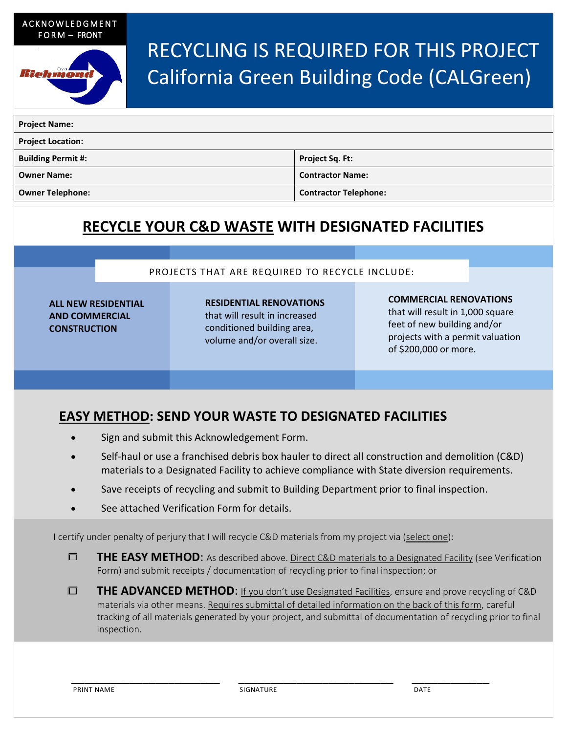ACKNOWLEDGMENT FORM – FRONT

# RECYCLING IS REQUIRED FOR THIS PROJECT
# California Green Building Code (CALGreen)

| **Project Name:** | |
|---|---|
| **Project Location:** | |
| **Building Permit #:** | **Project Sq. Ft:** |
| **Owner Name:** | **Contractor Name:** |
| **Owner Telephone:** | **Contractor Telephone:** |

## RECYCLE YOUR C&D WASTE WITH DESIGNATED FACILITIES

PROJECTS THAT ARE REQUIRED TO RECYCLE INCLUDE:

**ALL NEW RESIDENTIAL AND COMMERCIAL CONSTRUCTION**

**RESIDENTIAL RENOVATIONS** that will result in increased conditioned building area, volume and/or overall size.

**COMMERCIAL RENOVATIONS** that will result in 1,000 square feet of new building and/or projects with a permit valuation of $200,000 or more.

## EASY METHOD: SEND YOUR WASTE TO DESIGNATED FACILITIES

- Sign and submit this Acknowledgement Form.
- Self-haul or use a franchised debris box hauler to direct all construction and demolition (C&D) materials to a Designated Facility to achieve compliance with State diversion requirements.
- Save receipts of recycling and submit to Building Department prior to final inspection.
- See attached Verification Form for details.

I certify under penalty of perjury that I will recycle C&D materials from my project via (select one):

☐ **THE EASY METHOD**: As described above. Direct C&D materials to a Designated Facility (see Verification Form) and submit receipts / documentation of recycling prior to final inspection; or

☐ **THE ADVANCED METHOD**: If you don't use Designated Facilities, ensure and prove recycling of C&D materials via other means. Requires submittal of detailed information on the back of this form, careful tracking of all materials generated by your project, and submittal of documentation of recycling prior to final inspection.

\_\_\_\_\_\_\_\_\_\_\_\_\_\_\_\_\_\_\_\_\_\_\_\_ \_\_\_\_\_\_\_\_\_\_\_\_\_\_\_\_\_\_\_\_\_\_\_\_ \_\_\_\_\_\_\_\_\_\_\_\_

PRINT NAME  SIGNATURE  DATE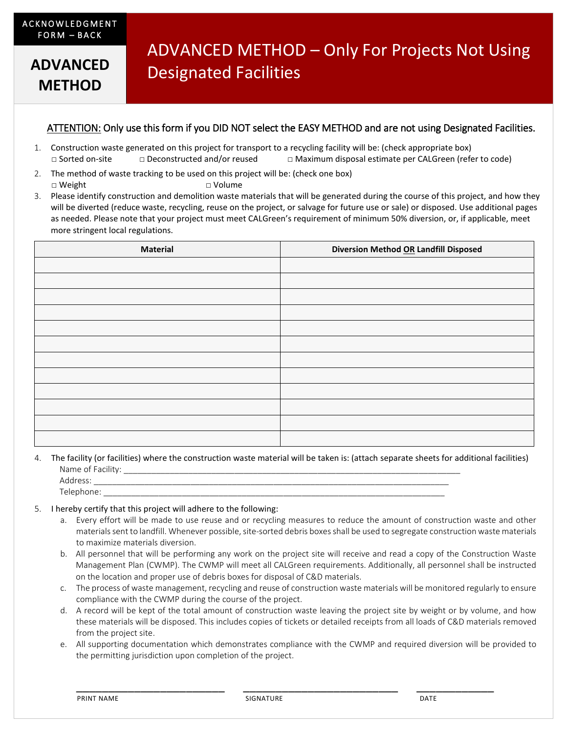ACKNOWLEDGMENT FORM – BACK

**ADVANCED METHOD**

# ADVANCED METHOD – Only For Projects Not Using Designated Facilities

<u>ATTENTION:</u> Only use this form if you DID NOT select the EASY METHOD and are not using Designated Facilities.

1. Construction waste generated on this project for transport to a recycling facility will be: (check appropriate box)
   □ Sorted on-site □ Deconstructed and/or reused □ Maximum disposal estimate per CALGreen (refer to code)
2. The method of waste tracking to be used on this project will be: (check one box)
   □ Weight □ Volume
3. Please identify construction and demolition waste materials that will be generated during the course of this project, and how they will be diverted (reduce waste, recycling, reuse on the project, or salvage for future use or sale) or disposed. Use additional pages as needed. Please note that your project must meet CALGreen's requirement of minimum 50% diversion, or, if applicable, meet more stringent local regulations.

| Material | Diversion Method <u>OR</u> Landfill Disposed |
|---|---|
| | |
| | |
| | |
| | |
| | |
| | |
| | |
| | |
| | |
| | |
| | |
| | |

4. The facility (or facilities) where the construction waste material will be taken is: (attach separate sheets for additional facilities)
   Name of Facility: ___________________________________________________________________________
   Address: ______________________________________________________________________________
   Telephone: ____________________________________________________________________________
5. I hereby certify that this project will adhere to the following:
   a. Every effort will be made to use reuse and or recycling measures to reduce the amount of construction waste and other materials sent to landfill. Whenever possible, site-sorted debris boxes shall be used to segregate construction waste materials to maximize materials diversion.
   b. All personnel that will be performing any work on the project site will receive and read a copy of the Construction Waste Management Plan (CWMP). The CWMP will meet all CALGreen requirements. Additionally, all personnel shall be instructed on the location and proper use of debris boxes for disposal of C&D materials.
   c. The process of waste management, recycling and reuse of construction waste materials will be monitored regularly to ensure compliance with the CWMP during the course of the project.
   d. A record will be kept of the total amount of construction waste leaving the project site by weight or by volume, and how these materials will be disposed. This includes copies of tickets or detailed receipts from all loads of C&D materials removed from the project site.
   e. All supporting documentation which demonstrates compliance with the CWMP and required diversion will be provided to the permitting jurisdiction upon completion of the project.

_________________________________ _________________________________ ________________

PRINT NAME SIGNATURE DATE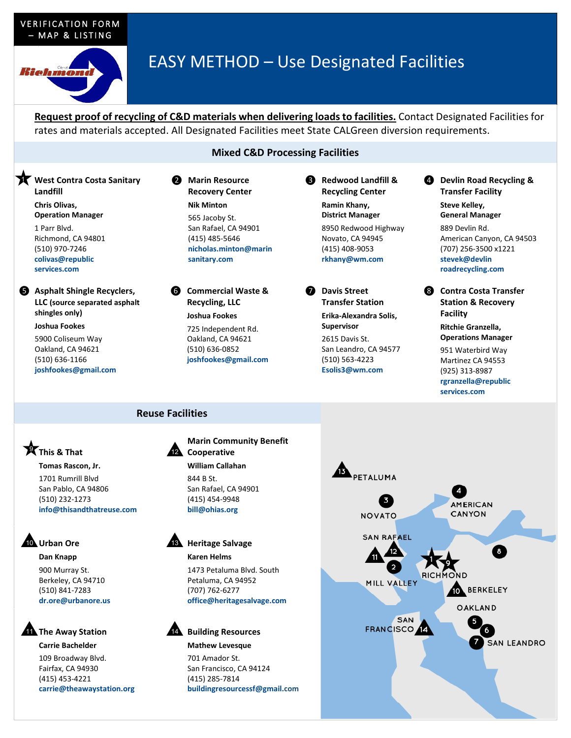VERIFICATION FORM – MAP & LISTING

# EASY METHOD – Use Designated Facilities

**Request proof of recycling of C&D materials when delivering loads to facilities.** Contact Designated Facilities for rates and materials accepted. All Designated Facilities meet State CALGreen diversion requirements.

## Mixed C&D Processing Facilities

**1 West Contra Costa Sanitary Landfill**
**Chris Olivas, Operation Manager**
1 Parr Blvd.
Richmond, CA 94801
(510) 970-7246
**colivas@republicservices.com**

**2 Marin Resource Recovery Center**
**Nik Minton**
565 Jacoby St.
San Rafael, CA 94901
(415) 485-5646
**nicholas.minton@marinsanitary.com**

**3 Redwood Landfill & Recycling Center**
**Ramin Khany, District Manager**
8950 Redwood Highway
Novato, CA 94945
(415) 408-9053
**rkhany@wm.com**

**4 Devlin Road Recycling & Transfer Facility**
**Steve Kelley, General Manager**
889 Devlin Rd.
American Canyon, CA 94503
(707) 256-3500 x1221
**stevek@devlinroadrecycling.com**

**5 Asphalt Shingle Recyclers, LLC (source separated asphalt shingles only)**
**Joshua Fookes**
5900 Coliseum Way
Oakland, CA 94621
(510) 636-1166
**joshfookes@gmail.com**

**6 Commercial Waste & Recycling, LLC**
**Joshua Fookes**
725 Independent Rd.
Oakland, CA 94621
(510) 636-0852
**joshfookes@gmail.com**

**7 Davis Street Transfer Station**
**Erika-Alexandra Solis, Supervisor**
2615 Davis St.
San Leandro, CA 94577
(510) 563-4223
**Esolis3@wm.com**

**8 Contra Costa Transfer Station & Recovery Facility**
**Ritchie Granzella, Operations Manager**
951 Waterbird Way
Martinez CA 94553
(925) 313-8987
**rgranzella@republicservices.com**

## Reuse Facilities

**9 This & That**
**Tomas Rascon, Jr.**
1701 Rumrill Blvd
San Pablo, CA 94806
(510) 232-1273
**info@thisandthatreuse.com**

**10 Urban Ore**
**Dan Knapp**
900 Murray St.
Berkeley, CA 94710
(510) 841-7283
**dr.ore@urbanore.us**

**11 The Away Station**
**Carrie Bachelder**
109 Broadway Blvd.
Fairfax, CA 94930
(415) 453-4221
**carrie@theawaystation.org**

**12 Marin Community Benefit Cooperative**
**William Callahan**
844 B St.
San Rafael, CA 94901
(415) 454-9948
**bill@ohias.org**

**13 Heritage Salvage**
**Karen Helms**
1473 Petaluma Blvd. South
Petaluma, CA 94952
(707) 762-6277
**office@heritagesalvage.com**

**14 Building Resources**
**Mathew Levesque**
701 Amador St.
San Francisco, CA 94124
(415) 285-7814
**buildingresourcessf@gmail.com**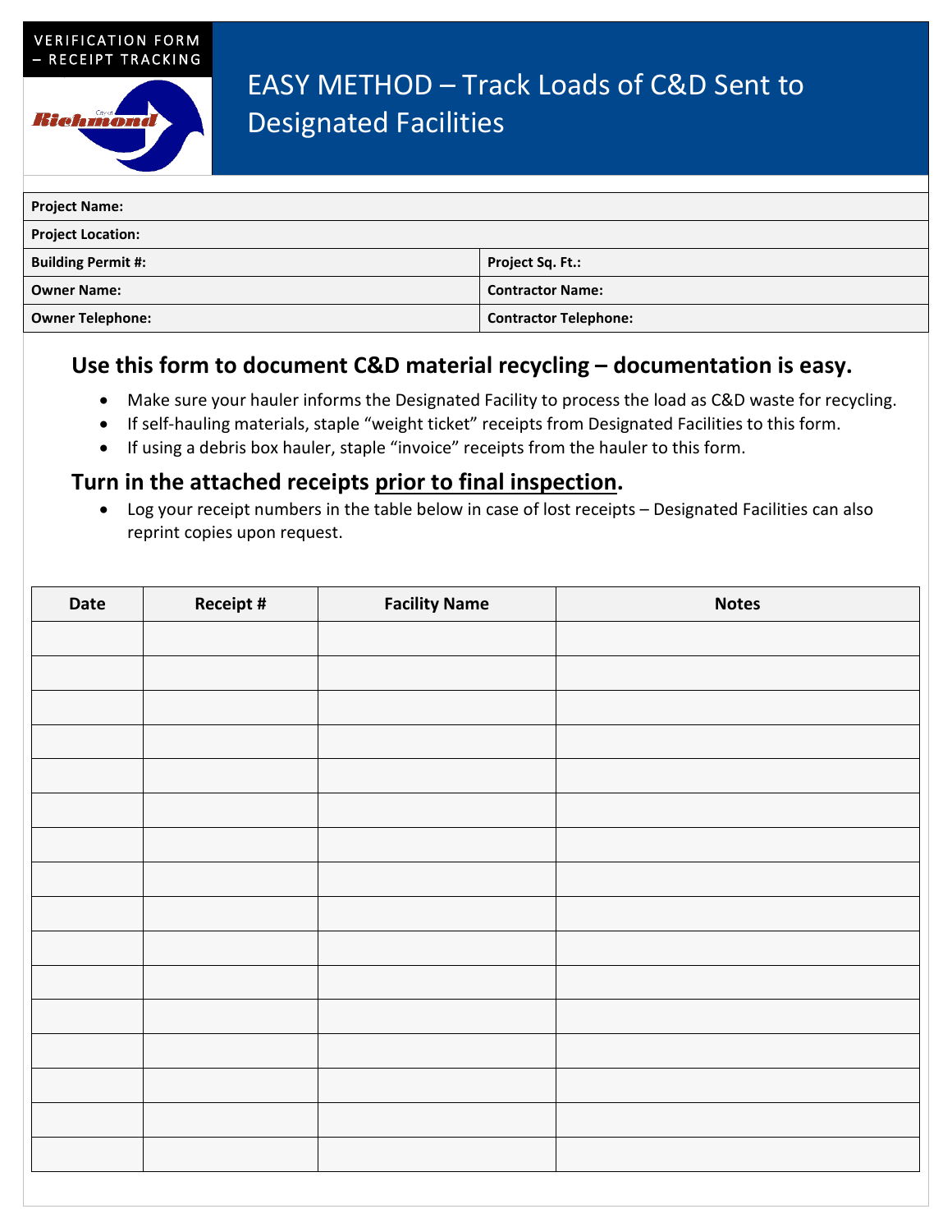VERIFICATION FORM – RECEIPT TRACKING

City of Richmond

# EASY METHOD – Track Loads of C&D Sent to Designated Facilities

| | |
|---|---|
| **Project Name:** | |
| **Project Location:** | |
| **Building Permit #:** | **Project Sq. Ft.:** |
| **Owner Name:** | **Contractor Name:** |
| **Owner Telephone:** | **Contractor Telephone:** |

## Use this form to document C&D material recycling – documentation is easy.

- Make sure your hauler informs the Designated Facility to process the load as C&D waste for recycling.
- If self-hauling materials, staple "weight ticket" receipts from Designated Facilities to this form.
- If using a debris box hauler, staple "invoice" receipts from the hauler to this form.

## Turn in the attached receipts prior to final inspection.

- Log your receipt numbers in the table below in case of lost receipts – Designated Facilities can also reprint copies upon request.

| Date | Receipt # | Facility Name | Notes |
|---|---|---|---|
| | | | |
| | | | |
| | | | |
| | | | |
| | | | |
| | | | |
| | | | |
| | | | |
| | | | |
| | | | |
| | | | |
| | | | |
| | | | |
| | | | |
| | | | |
| | | | |